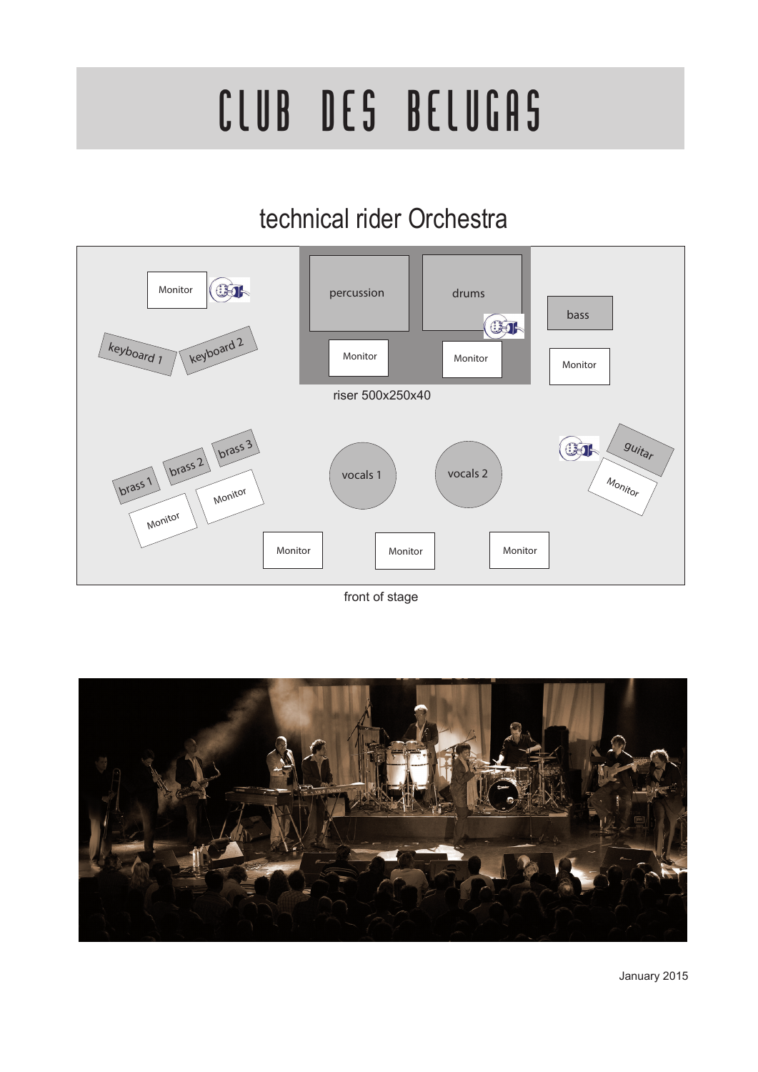# CLUB DES BELUGAS

## technical rider Orchestra

Monitor

keyboard 1

keyboard 2

percussion

drums

Monitor

Monitor

riser 500x250x40

bass

Monitor

brass 1

brass 2

brass 3

Monitor

Monitor

vocals 1

vocals 2

guitar

Monitor

Monitor

Monitor

Monitor

front of stage

January 2015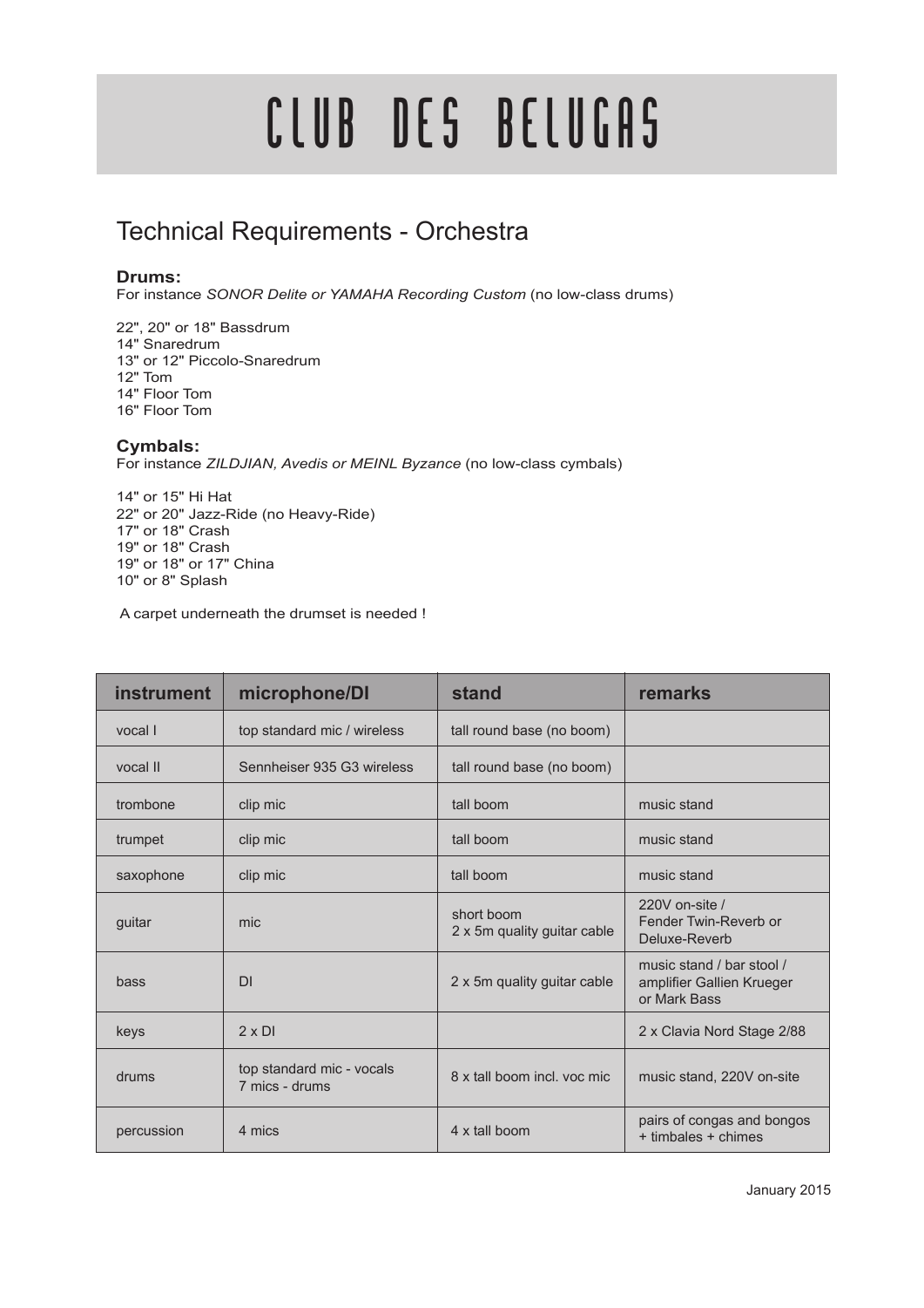# CLUB DES BELUGAS

## Technical Requirements - Orchestra

**Drums:**
For instance *SONOR Delite or YAMAHA Recording Custom* (no low-class drums)

22", 20" or 18" Bassdrum
14" Snaredrum
13" or 12" Piccolo-Snaredrum
12" Tom
14" Floor Tom
16" Floor Tom

**Cymbals:**
For instance *ZILDJIAN, Avedis or MEINL Byzance* (no low-class cymbals)

14" or 15" Hi Hat
22" or 20" Jazz-Ride (no Heavy-Ride)
17" or 18" Crash
19" or 18" Crash
19" or 18" or 17" China
10" or 8" Splash

A carpet underneath the drumset is needed !

| instrument | microphone/DI | stand | remarks |
| --- | --- | --- | --- |
| vocal I | top standard mic / wireless | tall round base (no boom) | |
| vocal II | Sennheiser 935 G3 wireless | tall round base (no boom) | |
| trombone | clip mic | tall boom | music stand |
| trumpet | clip mic | tall boom | music stand |
| saxophone | clip mic | tall boom | music stand |
| guitar | mic | short boom<br>2 x 5m quality guitar cable | 220V on-site /<br>Fender Twin-Reverb or Deluxe-Reverb |
| bass | DI | 2 x 5m quality guitar cable | music stand / bar stool /<br>amplifier Gallien Krueger or Mark Bass |
| keys | 2 x DI | | 2 x Clavia Nord Stage 2/88 |
| drums | top standard mic - vocals<br>7 mics - drums | 8 x tall boom incl. voc mic | music stand, 220V on-site |
| percussion | 4 mics | 4 x tall boom | pairs of congas and bongos + timbales + chimes |

January 2015